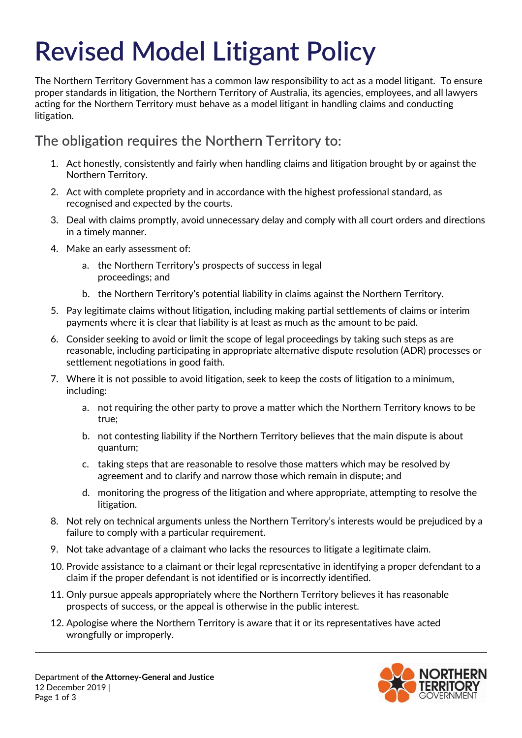# Revised Model Litigant Policy

The Northern Territory Government has a common law responsibility to act as a model litigant. To ensure proper standards in litigation, the Northern Territory of Australia, its agencies, employees, and all lawyers acting for the Northern Territory must behave as a model litigant in handling claims and conducting litigation.

## The obligation requires the Northern Territory to:

1. Act honestly, consistently and fairly when handling claims and litigation brought by or against the Northern Territory.
2. Act with complete propriety and in accordance with the highest professional standard, as recognised and expected by the courts.
3. Deal with claims promptly, avoid unnecessary delay and comply with all court orders and directions in a timely manner.
4. Make an early assessment of:
    a. the Northern Territory's prospects of success in legal proceedings; and
    b. the Northern Territory's potential liability in claims against the Northern Territory.
5. Pay legitimate claims without litigation, including making partial settlements of claims or interim payments where it is clear that liability is at least as much as the amount to be paid.
6. Consider seeking to avoid or limit the scope of legal proceedings by taking such steps as are reasonable, including participating in appropriate alternative dispute resolution (ADR) processes or settlement negotiations in good faith.
7. Where it is not possible to avoid litigation, seek to keep the costs of litigation to a minimum, including:
    a. not requiring the other party to prove a matter which the Northern Territory knows to be true;
    b. not contesting liability if the Northern Territory believes that the main dispute is about quantum;
    c. taking steps that are reasonable to resolve those matters which may be resolved by agreement and to clarify and narrow those which remain in dispute; and
    d. monitoring the progress of the litigation and where appropriate, attempting to resolve the litigation.
8. Not rely on technical arguments unless the Northern Territory's interests would be prejudiced by a failure to comply with a particular requirement.
9. Not take advantage of a claimant who lacks the resources to litigate a legitimate claim.
10. Provide assistance to a claimant or their legal representative in identifying a proper defendant to a claim if the proper defendant is not identified or is incorrectly identified.
11. Only pursue appeals appropriately where the Northern Territory believes it has reasonable prospects of success, or the appeal is otherwise in the public interest.
12. Apologise where the Northern Territory is aware that it or its representatives have acted wrongfully or improperly.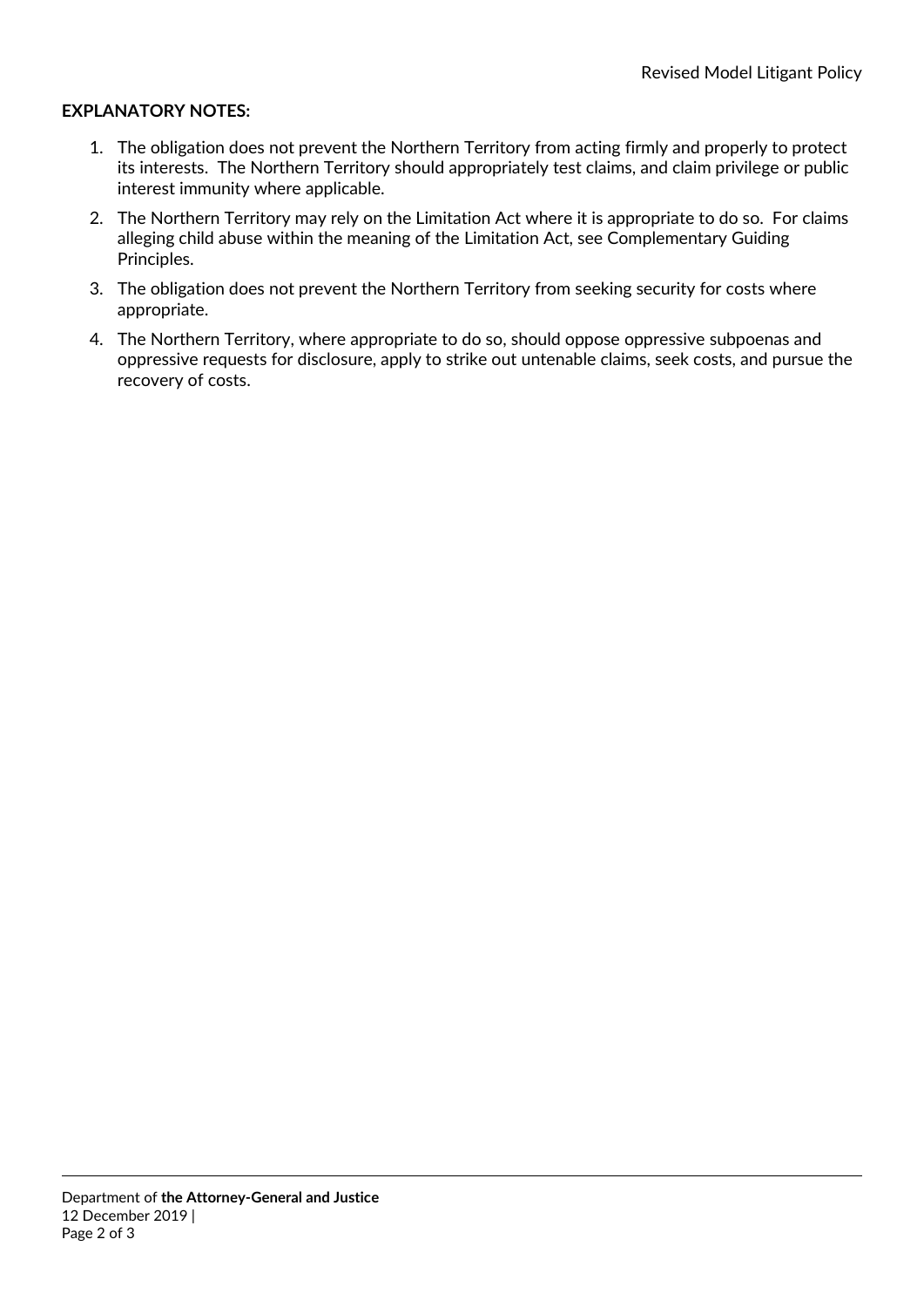**EXPLANATORY NOTES:**

1. The obligation does not prevent the Northern Territory from acting firmly and properly to protect its interests. The Northern Territory should appropriately test claims, and claim privilege or public interest immunity where applicable.
2. The Northern Territory may rely on the Limitation Act where it is appropriate to do so. For claims alleging child abuse within the meaning of the Limitation Act, see Complementary Guiding Principles.
3. The obligation does not prevent the Northern Territory from seeking security for costs where appropriate.
4. The Northern Territory, where appropriate to do so, should oppose oppressive subpoenas and oppressive requests for disclosure, apply to strike out untenable claims, seek costs, and pursue the recovery of costs.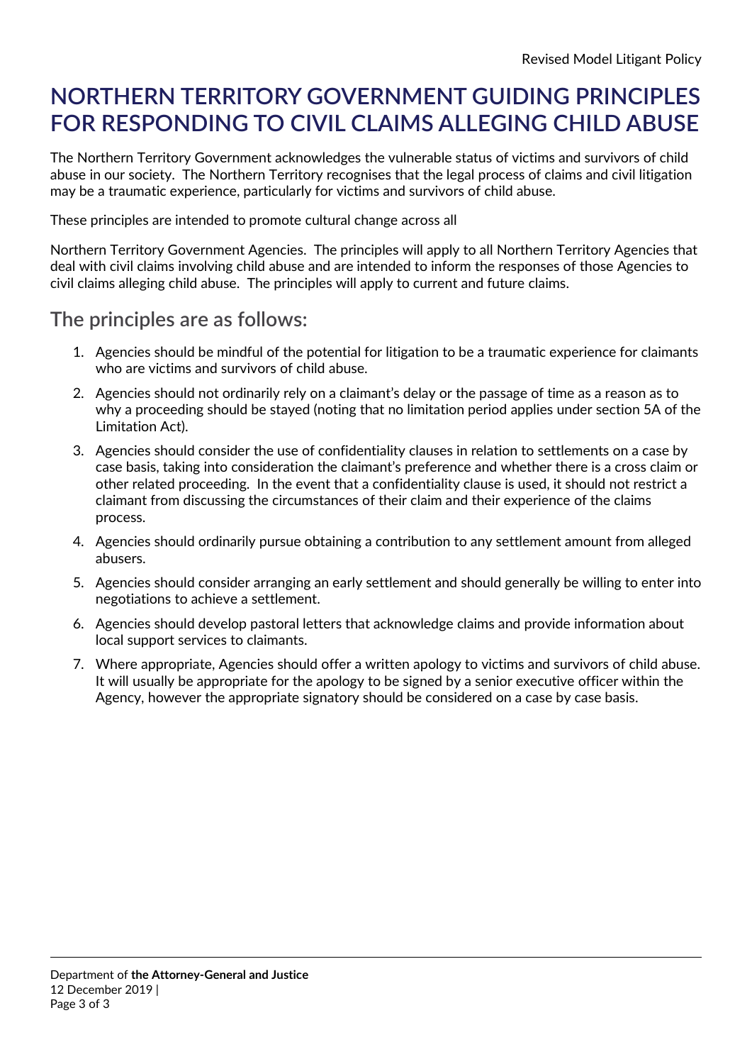# NORTHERN TERRITORY GOVERNMENT GUIDING PRINCIPLES FOR RESPONDING TO CIVIL CLAIMS ALLEGING CHILD ABUSE

The Northern Territory Government acknowledges the vulnerable status of victims and survivors of child abuse in our society. The Northern Territory recognises that the legal process of claims and civil litigation may be a traumatic experience, particularly for victims and survivors of child abuse.

These principles are intended to promote cultural change across all

Northern Territory Government Agencies. The principles will apply to all Northern Territory Agencies that deal with civil claims involving child abuse and are intended to inform the responses of those Agencies to civil claims alleging child abuse. The principles will apply to current and future claims.

## The principles are as follows:

1. Agencies should be mindful of the potential for litigation to be a traumatic experience for claimants who are victims and survivors of child abuse.
2. Agencies should not ordinarily rely on a claimant's delay or the passage of time as a reason as to why a proceeding should be stayed (noting that no limitation period applies under section 5A of the Limitation Act).
3. Agencies should consider the use of confidentiality clauses in relation to settlements on a case by case basis, taking into consideration the claimant's preference and whether there is a cross claim or other related proceeding. In the event that a confidentiality clause is used, it should not restrict a claimant from discussing the circumstances of their claim and their experience of the claims process.
4. Agencies should ordinarily pursue obtaining a contribution to any settlement amount from alleged abusers.
5. Agencies should consider arranging an early settlement and should generally be willing to enter into negotiations to achieve a settlement.
6. Agencies should develop pastoral letters that acknowledge claims and provide information about local support services to claimants.
7. Where appropriate, Agencies should offer a written apology to victims and survivors of child abuse. It will usually be appropriate for the apology to be signed by a senior executive officer within the Agency, however the appropriate signatory should be considered on a case by case basis.